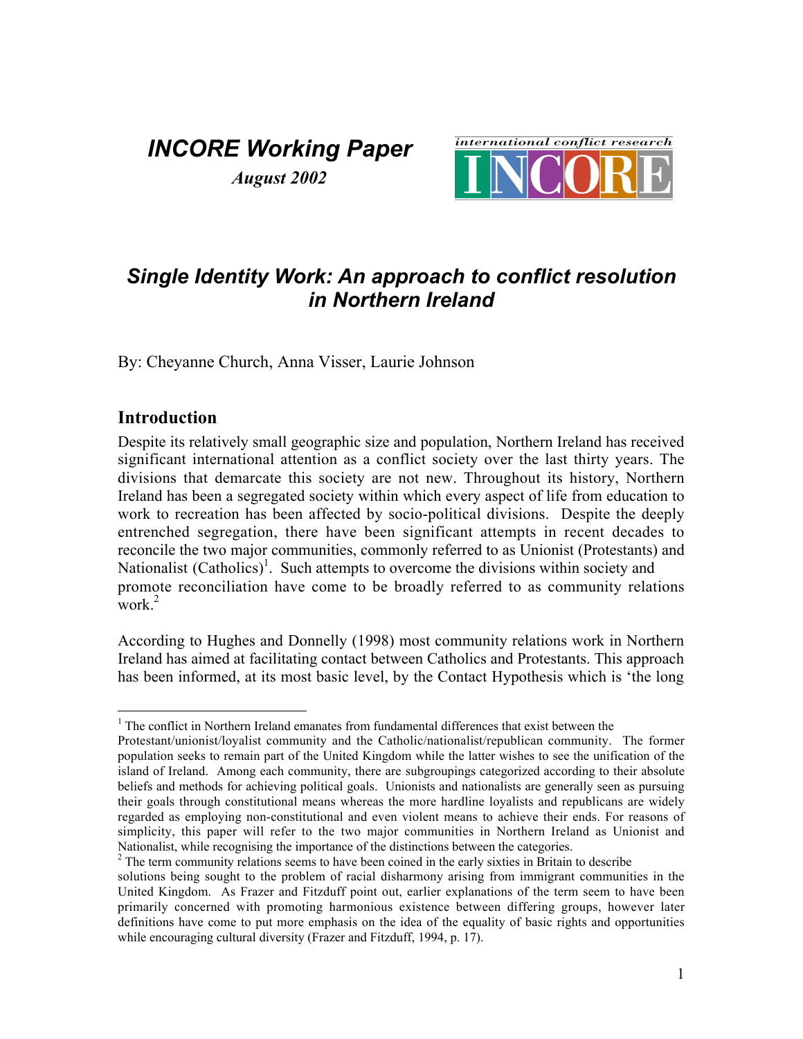*INCORE Working Paper*

***August 2002***

international conflict research INCORE

# *Single Identity Work: An approach to conflict resolution in Northern Ireland*

By: Cheyanne Church, Anna Visser, Laurie Johnson

## Introduction

Despite its relatively small geographic size and population, Northern Ireland has received significant international attention as a conflict society over the last thirty years. The divisions that demarcate this society are not new. Throughout its history, Northern Ireland has been a segregated society within which every aspect of life from education to work to recreation has been affected by socio-political divisions. Despite the deeply entrenched segregation, there have been significant attempts in recent decades to reconcile the two major communities, commonly referred to as Unionist (Protestants) and Nationalist (Catholics)[1]. Such attempts to overcome the divisions within society and promote reconciliation have come to be broadly referred to as community relations work.[2]

According to Hughes and Donnelly (1998) most community relations work in Northern Ireland has aimed at facilitating contact between Catholics and Protestants. This approach has been informed, at its most basic level, by the Contact Hypothesis which is 'the long

---

[1] The conflict in Northern Ireland emanates from fundamental differences that exist between the Protestant/unionist/loyalist community and the Catholic/nationalist/republican community. The former population seeks to remain part of the United Kingdom while the latter wishes to see the unification of the island of Ireland. Among each community, there are subgroupings categorized according to their absolute beliefs and methods for achieving political goals. Unionists and nationalists are generally seen as pursuing their goals through constitutional means whereas the more hardline loyalists and republicans are widely regarded as employing non-constitutional and even violent means to achieve their ends. For reasons of simplicity, this paper will refer to the two major communities in Northern Ireland as Unionist and Nationalist, while recognising the importance of the distinctions between the categories.

[2] The term community relations seems to have been coined in the early sixties in Britain to describe solutions being sought to the problem of racial disharmony arising from immigrant communities in the United Kingdom. As Frazer and Fitzduff point out, earlier explanations of the term seem to have been primarily concerned with promoting harmonious existence between differing groups, however later definitions have come to put more emphasis on the idea of the equality of basic rights and opportunities while encouraging cultural diversity (Frazer and Fitzduff, 1994, p. 17).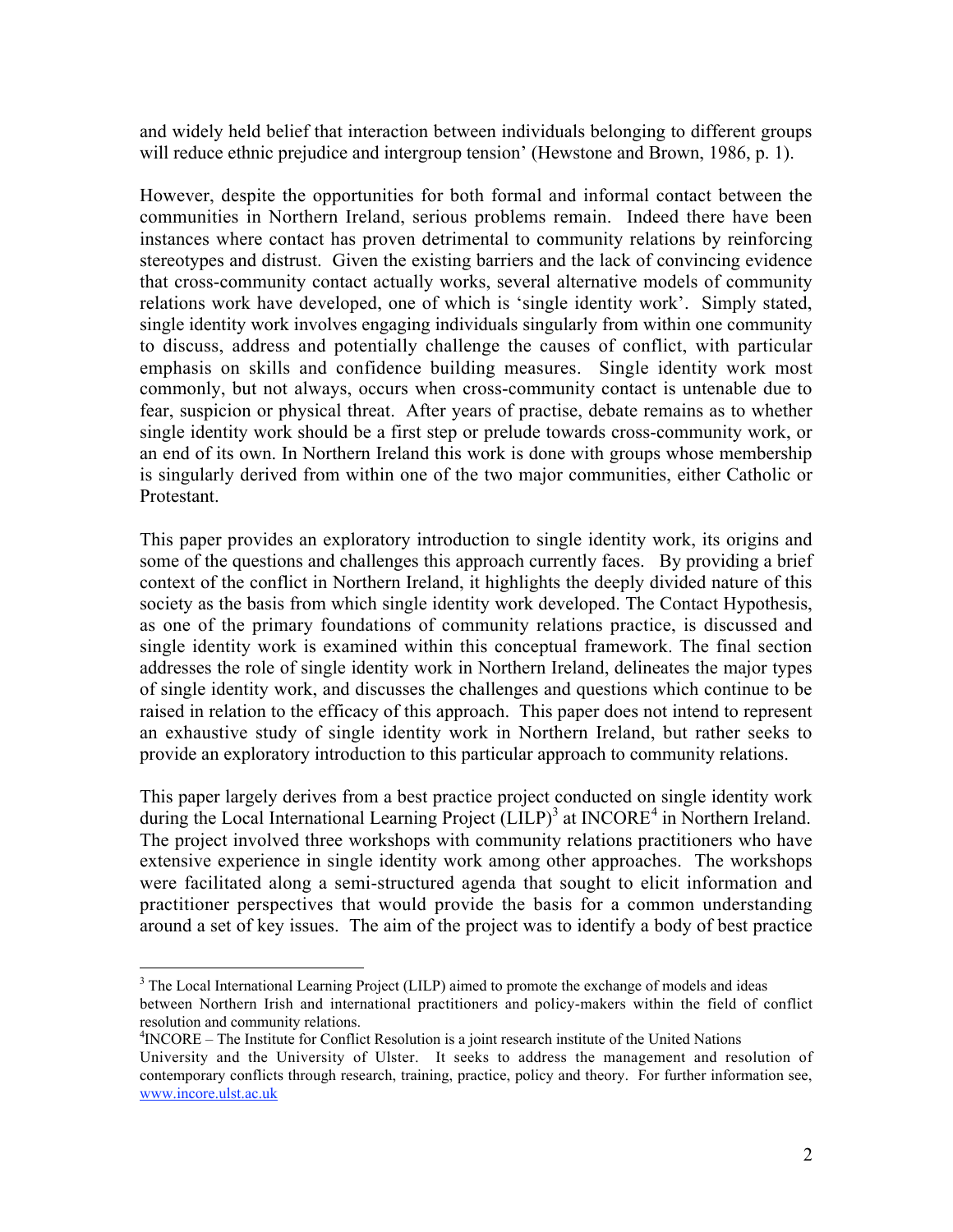and widely held belief that interaction between individuals belonging to different groups will reduce ethnic prejudice and intergroup tension' (Hewstone and Brown, 1986, p. 1).

However, despite the opportunities for both formal and informal contact between the communities in Northern Ireland, serious problems remain. Indeed there have been instances where contact has proven detrimental to community relations by reinforcing stereotypes and distrust. Given the existing barriers and the lack of convincing evidence that cross-community contact actually works, several alternative models of community relations work have developed, one of which is 'single identity work'. Simply stated, single identity work involves engaging individuals singularly from within one community to discuss, address and potentially challenge the causes of conflict, with particular emphasis on skills and confidence building measures. Single identity work most commonly, but not always, occurs when cross-community contact is untenable due to fear, suspicion or physical threat. After years of practise, debate remains as to whether single identity work should be a first step or prelude towards cross-community work, or an end of its own. In Northern Ireland this work is done with groups whose membership is singularly derived from within one of the two major communities, either Catholic or Protestant.

This paper provides an exploratory introduction to single identity work, its origins and some of the questions and challenges this approach currently faces. By providing a brief context of the conflict in Northern Ireland, it highlights the deeply divided nature of this society as the basis from which single identity work developed. The Contact Hypothesis, as one of the primary foundations of community relations practice, is discussed and single identity work is examined within this conceptual framework. The final section addresses the role of single identity work in Northern Ireland, delineates the major types of single identity work, and discusses the challenges and questions which continue to be raised in relation to the efficacy of this approach. This paper does not intend to represent an exhaustive study of single identity work in Northern Ireland, but rather seeks to provide an exploratory introduction to this particular approach to community relations.

This paper largely derives from a best practice project conducted on single identity work during the Local International Learning Project (LILP)[3] at INCORE[4] in Northern Ireland. The project involved three workshops with community relations practitioners who have extensive experience in single identity work among other approaches. The workshops were facilitated along a semi-structured agenda that sought to elicit information and practitioner perspectives that would provide the basis for a common understanding around a set of key issues. The aim of the project was to identify a body of best practice

---

[3] The Local International Learning Project (LILP) aimed to promote the exchange of models and ideas between Northern Irish and international practitioners and policy-makers within the field of conflict resolution and community relations.

[4] INCORE – The Institute for Conflict Resolution is a joint research institute of the United Nations University and the University of Ulster. It seeks to address the management and resolution of contemporary conflicts through research, training, practice, policy and theory. For further information see, www.incore.ulst.ac.uk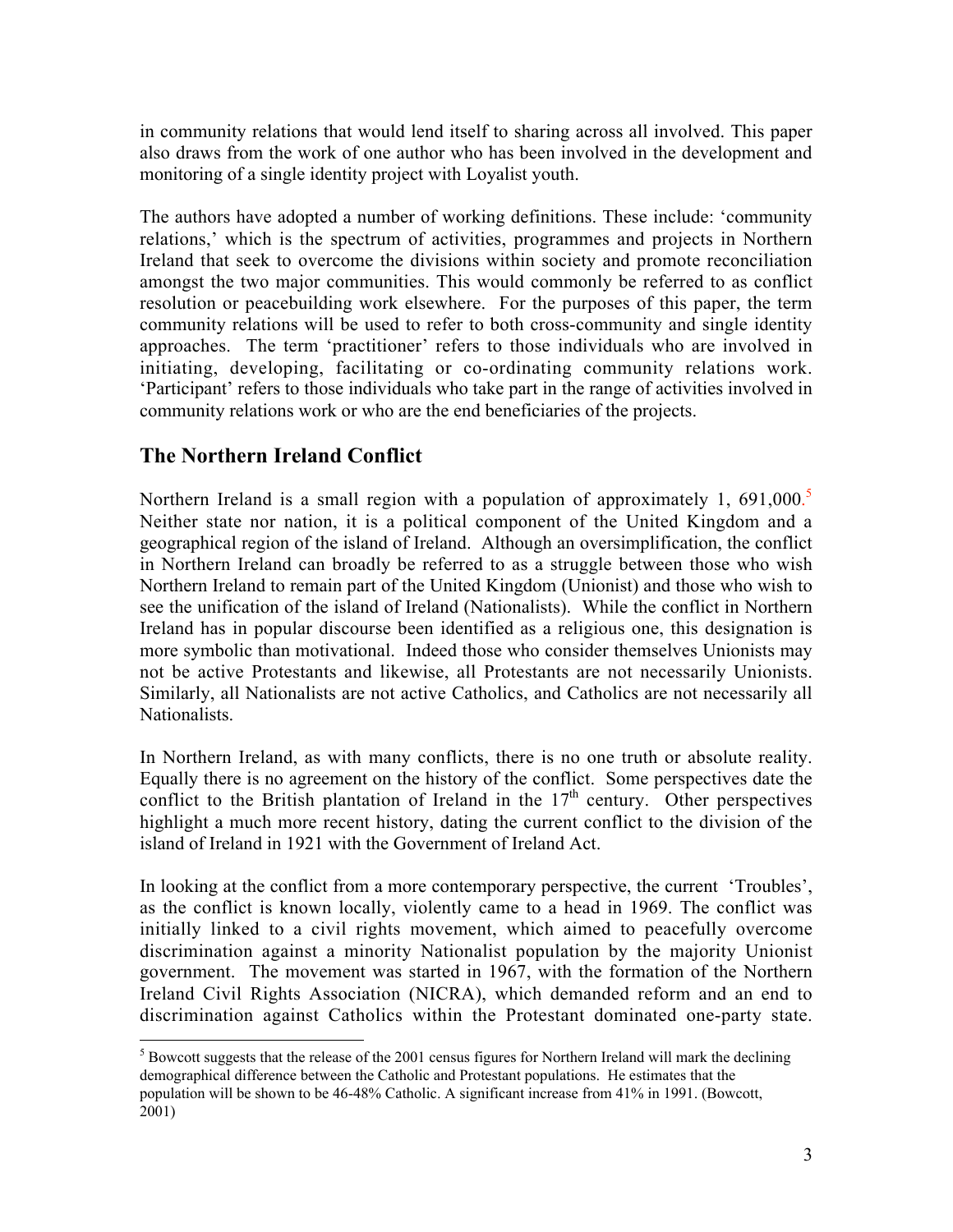in community relations that would lend itself to sharing across all involved. This paper also draws from the work of one author who has been involved in the development and monitoring of a single identity project with Loyalist youth.

The authors have adopted a number of working definitions. These include: 'community relations,' which is the spectrum of activities, programmes and projects in Northern Ireland that seek to overcome the divisions within society and promote reconciliation amongst the two major communities. This would commonly be referred to as conflict resolution or peacebuilding work elsewhere. For the purposes of this paper, the term community relations will be used to refer to both cross-community and single identity approaches. The term 'practitioner' refers to those individuals who are involved in initiating, developing, facilitating or co-ordinating community relations work. 'Participant' refers to those individuals who take part in the range of activities involved in community relations work or who are the end beneficiaries of the projects.

## The Northern Ireland Conflict

Northern Ireland is a small region with a population of approximately 1, 691,000.[5] Neither state nor nation, it is a political component of the United Kingdom and a geographical region of the island of Ireland. Although an oversimplification, the conflict in Northern Ireland can broadly be referred to as a struggle between those who wish Northern Ireland to remain part of the United Kingdom (Unionist) and those who wish to see the unification of the island of Ireland (Nationalists). While the conflict in Northern Ireland has in popular discourse been identified as a religious one, this designation is more symbolic than motivational. Indeed those who consider themselves Unionists may not be active Protestants and likewise, all Protestants are not necessarily Unionists. Similarly, all Nationalists are not active Catholics, and Catholics are not necessarily all Nationalists.

In Northern Ireland, as with many conflicts, there is no one truth or absolute reality. Equally there is no agreement on the history of the conflict. Some perspectives date the conflict to the British plantation of Ireland in the 17th century. Other perspectives highlight a much more recent history, dating the current conflict to the division of the island of Ireland in 1921 with the Government of Ireland Act.

In looking at the conflict from a more contemporary perspective, the current 'Troubles', as the conflict is known locally, violently came to a head in 1969. The conflict was initially linked to a civil rights movement, which aimed to peacefully overcome discrimination against a minority Nationalist population by the majority Unionist government. The movement was started in 1967, with the formation of the Northern Ireland Civil Rights Association (NICRA), which demanded reform and an end to discrimination against Catholics within the Protestant dominated one-party state.

[5] Bowcott suggests that the release of the 2001 census figures for Northern Ireland will mark the declining demographical difference between the Catholic and Protestant populations. He estimates that the population will be shown to be 46-48% Catholic. A significant increase from 41% in 1991. (Bowcott, 2001)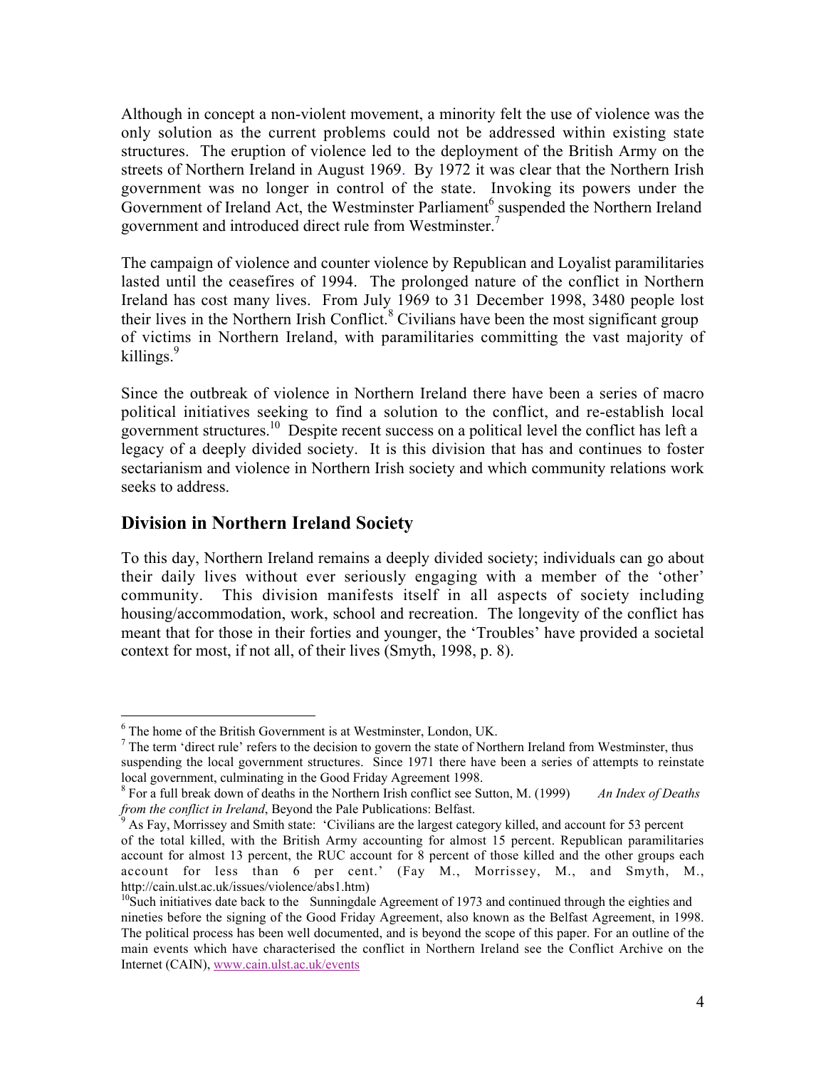Although in concept a non-violent movement, a minority felt the use of violence was the only solution as the current problems could not be addressed within existing state structures. The eruption of violence led to the deployment of the British Army on the streets of Northern Ireland in August 1969. By 1972 it was clear that the Northern Irish government was no longer in control of the state. Invoking its powers under the Government of Ireland Act, the Westminster Parliament[6] suspended the Northern Ireland government and introduced direct rule from Westminster.[7]

The campaign of violence and counter violence by Republican and Loyalist paramilitaries lasted until the ceasefires of 1994. The prolonged nature of the conflict in Northern Ireland has cost many lives. From July 1969 to 31 December 1998, 3480 people lost their lives in the Northern Irish Conflict.[8] Civilians have been the most significant group of victims in Northern Ireland, with paramilitaries committing the vast majority of killings.[9]

Since the outbreak of violence in Northern Ireland there have been a series of macro political initiatives seeking to find a solution to the conflict, and re-establish local government structures.[10] Despite recent success on a political level the conflict has left a legacy of a deeply divided society. It is this division that has and continues to foster sectarianism and violence in Northern Irish society and which community relations work seeks to address.

## Division in Northern Ireland Society

To this day, Northern Ireland remains a deeply divided society; individuals can go about their daily lives without ever seriously engaging with a member of the 'other' community. This division manifests itself in all aspects of society including housing/accommodation, work, school and recreation. The longevity of the conflict has meant that for those in their forties and younger, the 'Troubles' have provided a societal context for most, if not all, of their lives (Smyth, 1998, p. 8).

---

[6] The home of the British Government is at Westminster, London, UK.

[7] The term 'direct rule' refers to the decision to govern the state of Northern Ireland from Westminster, thus suspending the local government structures. Since 1971 there have been a series of attempts to reinstate local government, culminating in the Good Friday Agreement 1998.

[8] For a full break down of deaths in the Northern Irish conflict see Sutton, M. (1999) *An Index of Deaths from the conflict in Ireland*, Beyond the Pale Publications: Belfast.

[9] As Fay, Morrissey and Smith state: 'Civilians are the largest category killed, and account for 53 percent of the total killed, with the British Army accounting for almost 15 percent. Republican paramilitaries account for almost 13 percent, the RUC account for 8 percent of those killed and the other groups each account for less than 6 per cent.' (Fay M., Morrissey, M., and Smyth, M., http://cain.ulst.ac.uk/issues/violence/abs1.htm)

[10] Such initiatives date back to the Sunningdale Agreement of 1973 and continued through the eighties and nineties before the signing of the Good Friday Agreement, also known as the Belfast Agreement, in 1998. The political process has been well documented, and is beyond the scope of this paper. For an outline of the main events which have characterised the conflict in Northern Ireland see the Conflict Archive on the Internet (CAIN), www.cain.ulst.ac.uk/events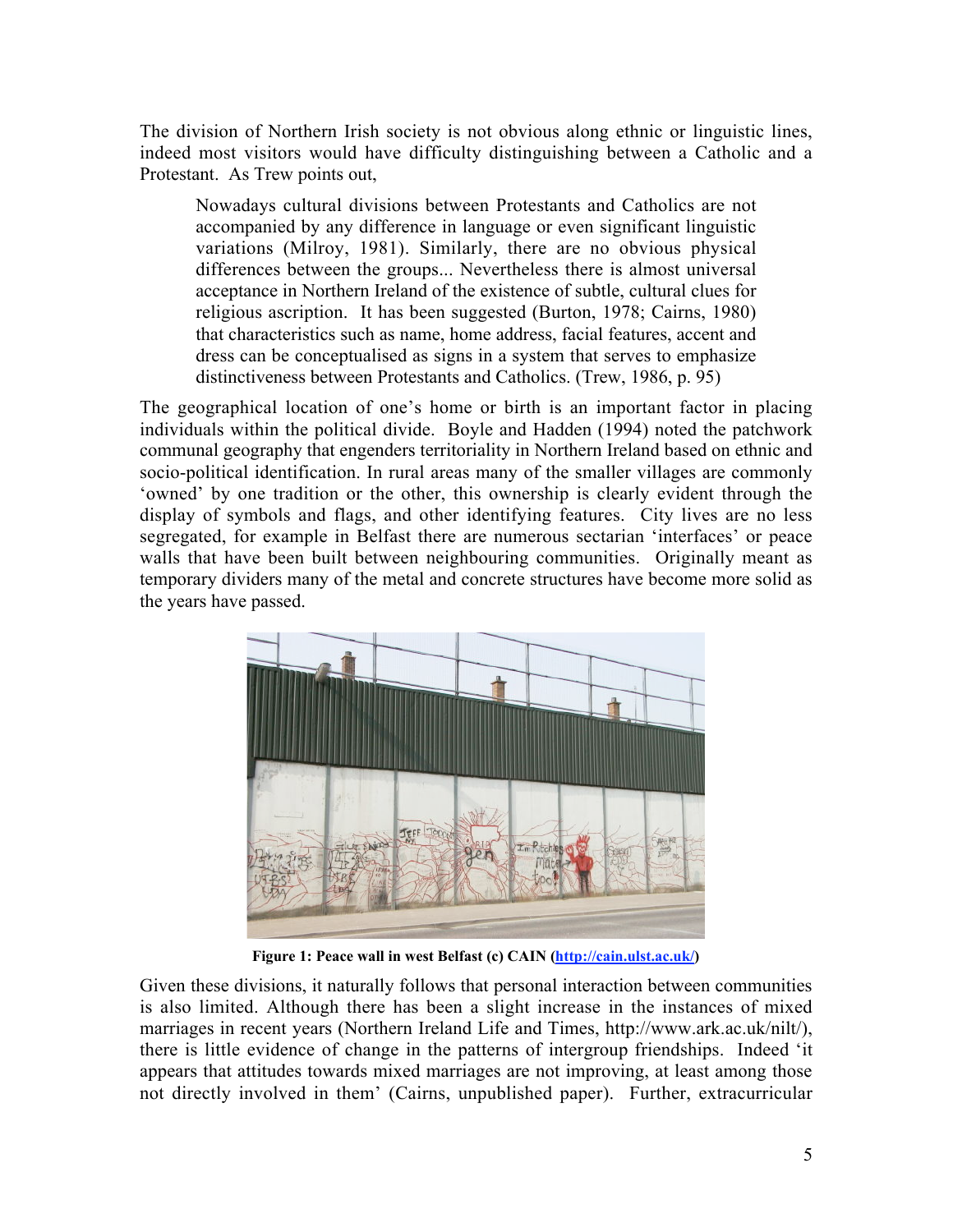The division of Northern Irish society is not obvious along ethnic or linguistic lines, indeed most visitors would have difficulty distinguishing between a Catholic and a Protestant. As Trew points out,

> Nowadays cultural divisions between Protestants and Catholics are not accompanied by any difference in language or even significant linguistic variations (Milroy, 1981). Similarly, there are no obvious physical differences between the groups... Nevertheless there is almost universal acceptance in Northern Ireland of the existence of subtle, cultural clues for religious ascription. It has been suggested (Burton, 1978; Cairns, 1980) that characteristics such as name, home address, facial features, accent and dress can be conceptualised as signs in a system that serves to emphasize distinctiveness between Protestants and Catholics. (Trew, 1986, p. 95)

The geographical location of one's home or birth is an important factor in placing individuals within the political divide. Boyle and Hadden (1994) noted the patchwork communal geography that engenders territoriality in Northern Ireland based on ethnic and socio-political identification. In rural areas many of the smaller villages are commonly 'owned' by one tradition or the other, this ownership is clearly evident through the display of symbols and flags, and other identifying features. City lives are no less segregated, for example in Belfast there are numerous sectarian 'interfaces' or peace walls that have been built between neighbouring communities. Originally meant as temporary dividers many of the metal and concrete structures have become more solid as the years have passed.

**Figure 1: Peace wall in west Belfast (c) CAIN (http://cain.ulst.ac.uk/)**

Given these divisions, it naturally follows that personal interaction between communities is also limited. Although there has been a slight increase in the instances of mixed marriages in recent years (Northern Ireland Life and Times, http://www.ark.ac.uk/nilt/), there is little evidence of change in the patterns of intergroup friendships. Indeed 'it appears that attitudes towards mixed marriages are not improving, at least among those not directly involved in them' (Cairns, unpublished paper). Further, extracurricular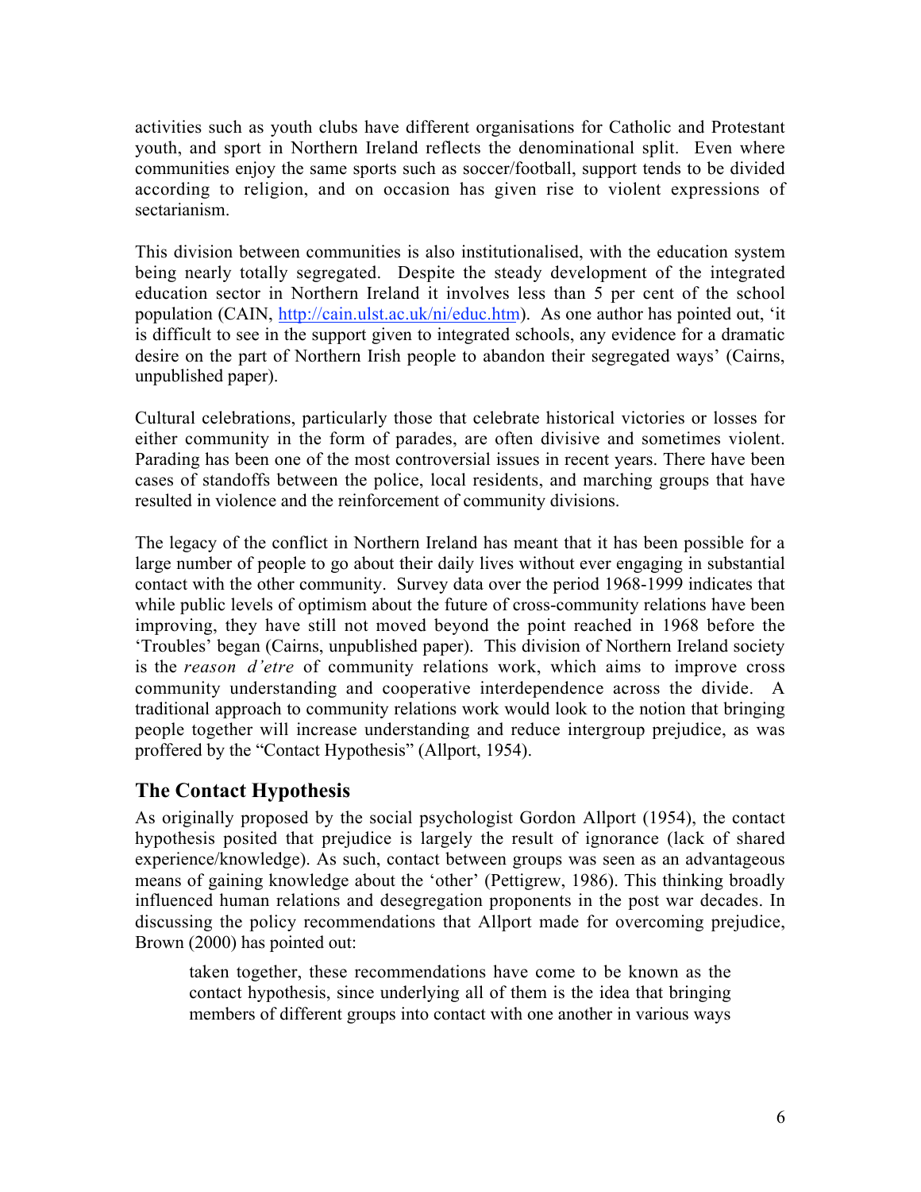activities such as youth clubs have different organisations for Catholic and Protestant youth, and sport in Northern Ireland reflects the denominational split. Even where communities enjoy the same sports such as soccer/football, support tends to be divided according to religion, and on occasion has given rise to violent expressions of sectarianism.

This division between communities is also institutionalised, with the education system being nearly totally segregated. Despite the steady development of the integrated education sector in Northern Ireland it involves less than 5 per cent of the school population (CAIN, http://cain.ulst.ac.uk/ni/educ.htm). As one author has pointed out, 'it is difficult to see in the support given to integrated schools, any evidence for a dramatic desire on the part of Northern Irish people to abandon their segregated ways' (Cairns, unpublished paper).

Cultural celebrations, particularly those that celebrate historical victories or losses for either community in the form of parades, are often divisive and sometimes violent. Parading has been one of the most controversial issues in recent years. There have been cases of standoffs between the police, local residents, and marching groups that have resulted in violence and the reinforcement of community divisions.

The legacy of the conflict in Northern Ireland has meant that it has been possible for a large number of people to go about their daily lives without ever engaging in substantial contact with the other community. Survey data over the period 1968-1999 indicates that while public levels of optimism about the future of cross-community relations have been improving, they have still not moved beyond the point reached in 1968 before the 'Troubles' began (Cairns, unpublished paper). This division of Northern Ireland society is the *reason d'etre* of community relations work, which aims to improve cross community understanding and cooperative interdependence across the divide. A traditional approach to community relations work would look to the notion that bringing people together will increase understanding and reduce intergroup prejudice, as was proffered by the "Contact Hypothesis" (Allport, 1954).

## The Contact Hypothesis

As originally proposed by the social psychologist Gordon Allport (1954), the contact hypothesis posited that prejudice is largely the result of ignorance (lack of shared experience/knowledge). As such, contact between groups was seen as an advantageous means of gaining knowledge about the 'other' (Pettigrew, 1986). This thinking broadly influenced human relations and desegregation proponents in the post war decades. In discussing the policy recommendations that Allport made for overcoming prejudice, Brown (2000) has pointed out:

> taken together, these recommendations have come to be known as the contact hypothesis, since underlying all of them is the idea that bringing members of different groups into contact with one another in various ways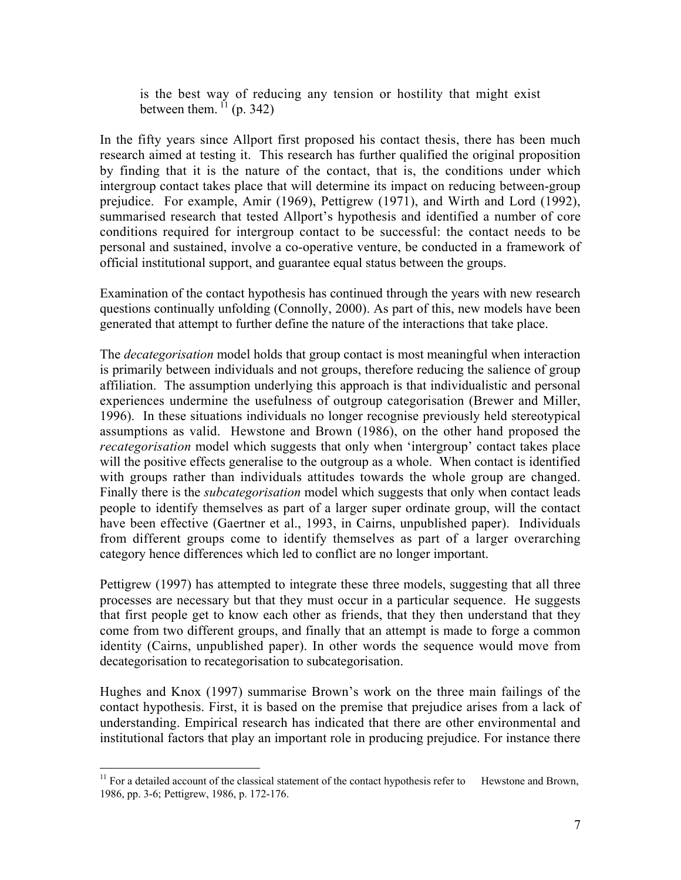is the best way of reducing any tension or hostility that might exist between them.[11] (p. 342)

In the fifty years since Allport first proposed his contact thesis, there has been much research aimed at testing it. This research has further qualified the original proposition by finding that it is the nature of the contact, that is, the conditions under which intergroup contact takes place that will determine its impact on reducing between-group prejudice. For example, Amir (1969), Pettigrew (1971), and Wirth and Lord (1992), summarised research that tested Allport's hypothesis and identified a number of core conditions required for intergroup contact to be successful: the contact needs to be personal and sustained, involve a co-operative venture, be conducted in a framework of official institutional support, and guarantee equal status between the groups.

Examination of the contact hypothesis has continued through the years with new research questions continually unfolding (Connolly, 2000). As part of this, new models have been generated that attempt to further define the nature of the interactions that take place.

The *decategorisation* model holds that group contact is most meaningful when interaction is primarily between individuals and not groups, therefore reducing the salience of group affiliation. The assumption underlying this approach is that individualistic and personal experiences undermine the usefulness of outgroup categorisation (Brewer and Miller, 1996). In these situations individuals no longer recognise previously held stereotypical assumptions as valid. Hewstone and Brown (1986), on the other hand proposed the *recategorisation* model which suggests that only when 'intergroup' contact takes place will the positive effects generalise to the outgroup as a whole. When contact is identified with groups rather than individuals attitudes towards the whole group are changed. Finally there is the *subcategorisation* model which suggests that only when contact leads people to identify themselves as part of a larger super ordinate group, will the contact have been effective (Gaertner et al., 1993, in Cairns, unpublished paper). Individuals from different groups come to identify themselves as part of a larger overarching category hence differences which led to conflict are no longer important.

Pettigrew (1997) has attempted to integrate these three models, suggesting that all three processes are necessary but that they must occur in a particular sequence. He suggests that first people get to know each other as friends, that they then understand that they come from two different groups, and finally that an attempt is made to forge a common identity (Cairns, unpublished paper). In other words the sequence would move from decategorisation to recategorisation to subcategorisation.

Hughes and Knox (1997) summarise Brown's work on the three main failings of the contact hypothesis. First, it is based on the premise that prejudice arises from a lack of understanding. Empirical research has indicated that there are other environmental and institutional factors that play an important role in producing prejudice. For instance there

[11] For a detailed account of the classical statement of the contact hypothesis refer to Hewstone and Brown, 1986, pp. 3-6; Pettigrew, 1986, p. 172-176.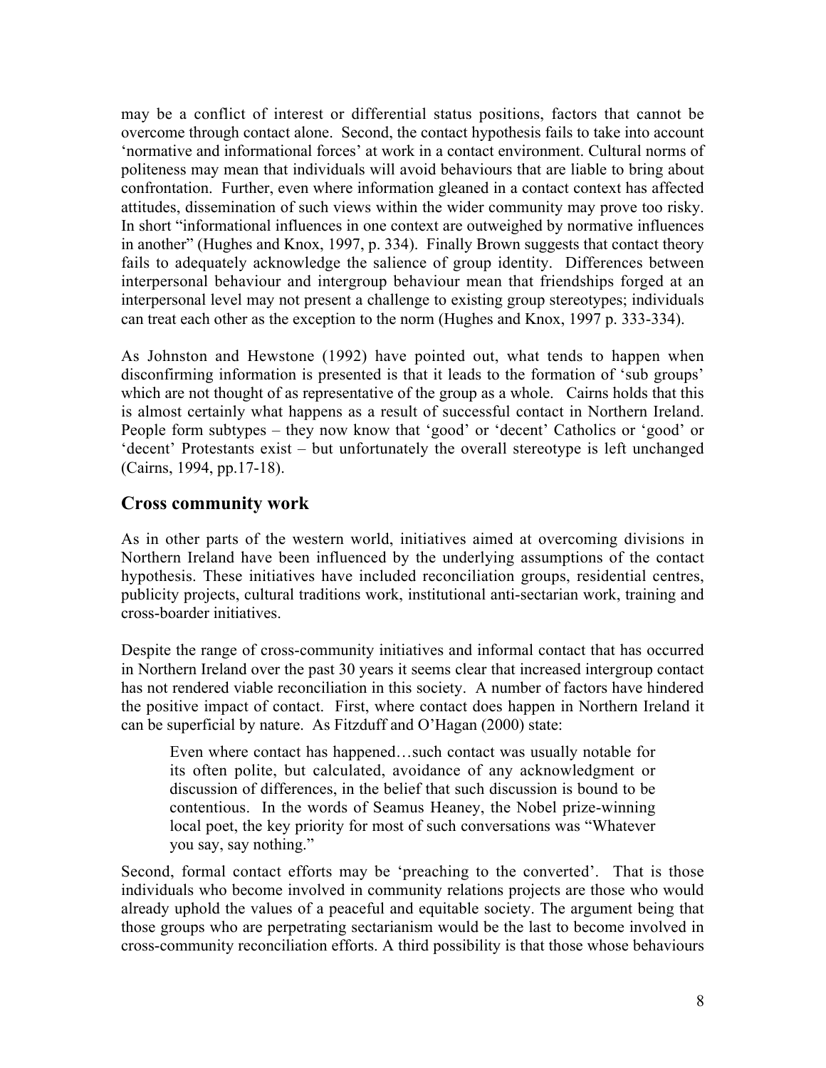may be a conflict of interest or differential status positions, factors that cannot be overcome through contact alone. Second, the contact hypothesis fails to take into account 'normative and informational forces' at work in a contact environment. Cultural norms of politeness may mean that individuals will avoid behaviours that are liable to bring about confrontation. Further, even where information gleaned in a contact context has affected attitudes, dissemination of such views within the wider community may prove too risky. In short "informational influences in one context are outweighed by normative influences in another" (Hughes and Knox, 1997, p. 334). Finally Brown suggests that contact theory fails to adequately acknowledge the salience of group identity. Differences between interpersonal behaviour and intergroup behaviour mean that friendships forged at an interpersonal level may not present a challenge to existing group stereotypes; individuals can treat each other as the exception to the norm (Hughes and Knox, 1997 p. 333-334).

As Johnston and Hewstone (1992) have pointed out, what tends to happen when disconfirming information is presented is that it leads to the formation of 'sub groups' which are not thought of as representative of the group as a whole. Cairns holds that this is almost certainly what happens as a result of successful contact in Northern Ireland. People form subtypes – they now know that 'good' or 'decent' Catholics or 'good' or 'decent' Protestants exist – but unfortunately the overall stereotype is left unchanged (Cairns, 1994, pp.17-18).

## Cross community work

As in other parts of the western world, initiatives aimed at overcoming divisions in Northern Ireland have been influenced by the underlying assumptions of the contact hypothesis. These initiatives have included reconciliation groups, residential centres, publicity projects, cultural traditions work, institutional anti-sectarian work, training and cross-boarder initiatives.

Despite the range of cross-community initiatives and informal contact that has occurred in Northern Ireland over the past 30 years it seems clear that increased intergroup contact has not rendered viable reconciliation in this society. A number of factors have hindered the positive impact of contact. First, where contact does happen in Northern Ireland it can be superficial by nature. As Fitzduff and O'Hagan (2000) state:

> Even where contact has happened…such contact was usually notable for its often polite, but calculated, avoidance of any acknowledgment or discussion of differences, in the belief that such discussion is bound to be contentious. In the words of Seamus Heaney, the Nobel prize-winning local poet, the key priority for most of such conversations was "Whatever you say, say nothing."

Second, formal contact efforts may be 'preaching to the converted'. That is those individuals who become involved in community relations projects are those who would already uphold the values of a peaceful and equitable society. The argument being that those groups who are perpetrating sectarianism would be the last to become involved in cross-community reconciliation efforts. A third possibility is that those whose behaviours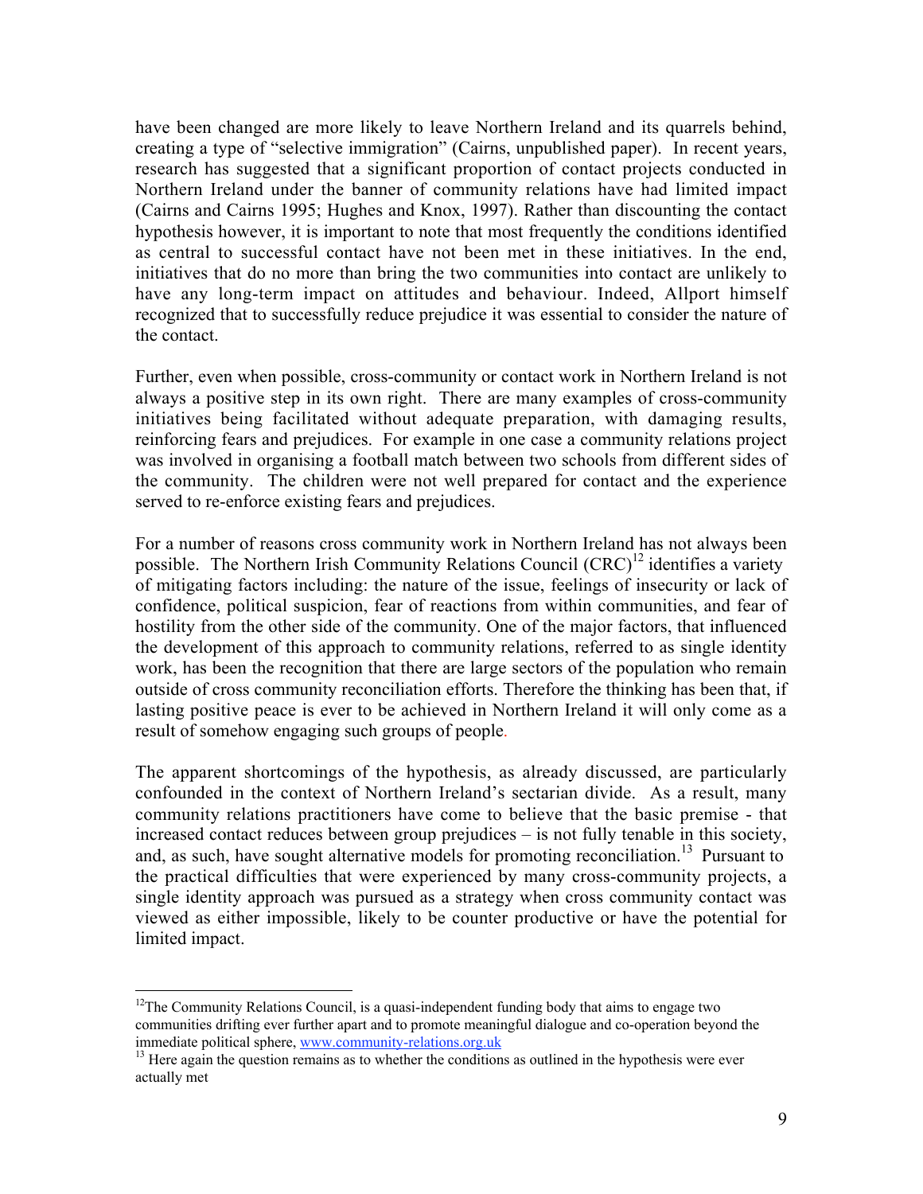have been changed are more likely to leave Northern Ireland and its quarrels behind, creating a type of "selective immigration" (Cairns, unpublished paper). In recent years, research has suggested that a significant proportion of contact projects conducted in Northern Ireland under the banner of community relations have had limited impact (Cairns and Cairns 1995; Hughes and Knox, 1997). Rather than discounting the contact hypothesis however, it is important to note that most frequently the conditions identified as central to successful contact have not been met in these initiatives. In the end, initiatives that do no more than bring the two communities into contact are unlikely to have any long-term impact on attitudes and behaviour. Indeed, Allport himself recognized that to successfully reduce prejudice it was essential to consider the nature of the contact.

Further, even when possible, cross-community or contact work in Northern Ireland is not always a positive step in its own right. There are many examples of cross-community initiatives being facilitated without adequate preparation, with damaging results, reinforcing fears and prejudices. For example in one case a community relations project was involved in organising a football match between two schools from different sides of the community. The children were not well prepared for contact and the experience served to re-enforce existing fears and prejudices.

For a number of reasons cross community work in Northern Ireland has not always been possible. The Northern Irish Community Relations Council (CRC)[12] identifies a variety of mitigating factors including: the nature of the issue, feelings of insecurity or lack of confidence, political suspicion, fear of reactions from within communities, and fear of hostility from the other side of the community. One of the major factors, that influenced the development of this approach to community relations, referred to as single identity work, has been the recognition that there are large sectors of the population who remain outside of cross community reconciliation efforts. Therefore the thinking has been that, if lasting positive peace is ever to be achieved in Northern Ireland it will only come as a result of somehow engaging such groups of people.

The apparent shortcomings of the hypothesis, as already discussed, are particularly confounded in the context of Northern Ireland's sectarian divide. As a result, many community relations practitioners have come to believe that the basic premise - that increased contact reduces between group prejudices – is not fully tenable in this society, and, as such, have sought alternative models for promoting reconciliation.[13] Pursuant to the practical difficulties that were experienced by many cross-community projects, a single identity approach was pursued as a strategy when cross community contact was viewed as either impossible, likely to be counter productive or have the potential for limited impact.

[12] The Community Relations Council, is a quasi-independent funding body that aims to engage two communities drifting ever further apart and to promote meaningful dialogue and co-operation beyond the immediate political sphere, www.community-relations.org.uk

[13] Here again the question remains as to whether the conditions as outlined in the hypothesis were ever actually met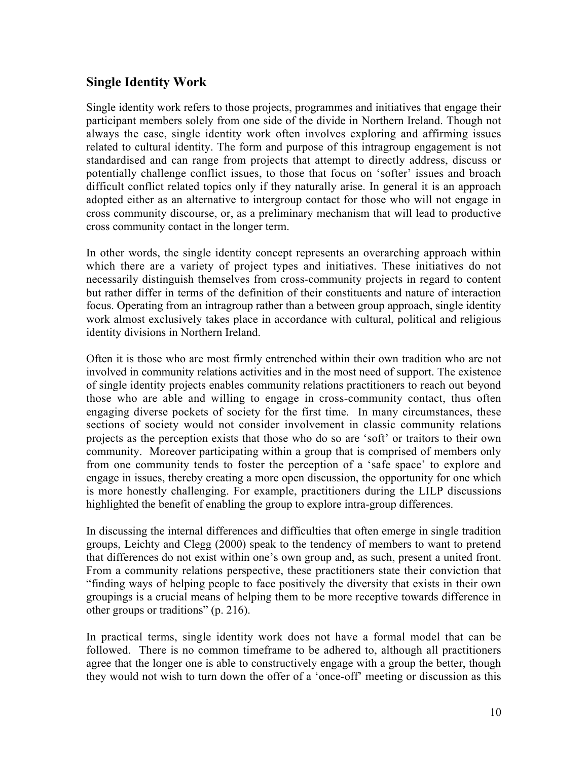## Single Identity Work

Single identity work refers to those projects, programmes and initiatives that engage their participant members solely from one side of the divide in Northern Ireland. Though not always the case, single identity work often involves exploring and affirming issues related to cultural identity. The form and purpose of this intragroup engagement is not standardised and can range from projects that attempt to directly address, discuss or potentially challenge conflict issues, to those that focus on 'softer' issues and broach difficult conflict related topics only if they naturally arise. In general it is an approach adopted either as an alternative to intergroup contact for those who will not engage in cross community discourse, or, as a preliminary mechanism that will lead to productive cross community contact in the longer term.

In other words, the single identity concept represents an overarching approach within which there are a variety of project types and initiatives. These initiatives do not necessarily distinguish themselves from cross-community projects in regard to content but rather differ in terms of the definition of their constituents and nature of interaction focus. Operating from an intragroup rather than a between group approach, single identity work almost exclusively takes place in accordance with cultural, political and religious identity divisions in Northern Ireland.

Often it is those who are most firmly entrenched within their own tradition who are not involved in community relations activities and in the most need of support. The existence of single identity projects enables community relations practitioners to reach out beyond those who are able and willing to engage in cross-community contact, thus often engaging diverse pockets of society for the first time. In many circumstances, these sections of society would not consider involvement in classic community relations projects as the perception exists that those who do so are 'soft' or traitors to their own community. Moreover participating within a group that is comprised of members only from one community tends to foster the perception of a 'safe space' to explore and engage in issues, thereby creating a more open discussion, the opportunity for one which is more honestly challenging. For example, practitioners during the LILP discussions highlighted the benefit of enabling the group to explore intra-group differences.

In discussing the internal differences and difficulties that often emerge in single tradition groups, Leichty and Clegg (2000) speak to the tendency of members to want to pretend that differences do not exist within one's own group and, as such, present a united front. From a community relations perspective, these practitioners state their conviction that "finding ways of helping people to face positively the diversity that exists in their own groupings is a crucial means of helping them to be more receptive towards difference in other groups or traditions" (p. 216).

In practical terms, single identity work does not have a formal model that can be followed. There is no common timeframe to be adhered to, although all practitioners agree that the longer one is able to constructively engage with a group the better, though they would not wish to turn down the offer of a 'once-off' meeting or discussion as this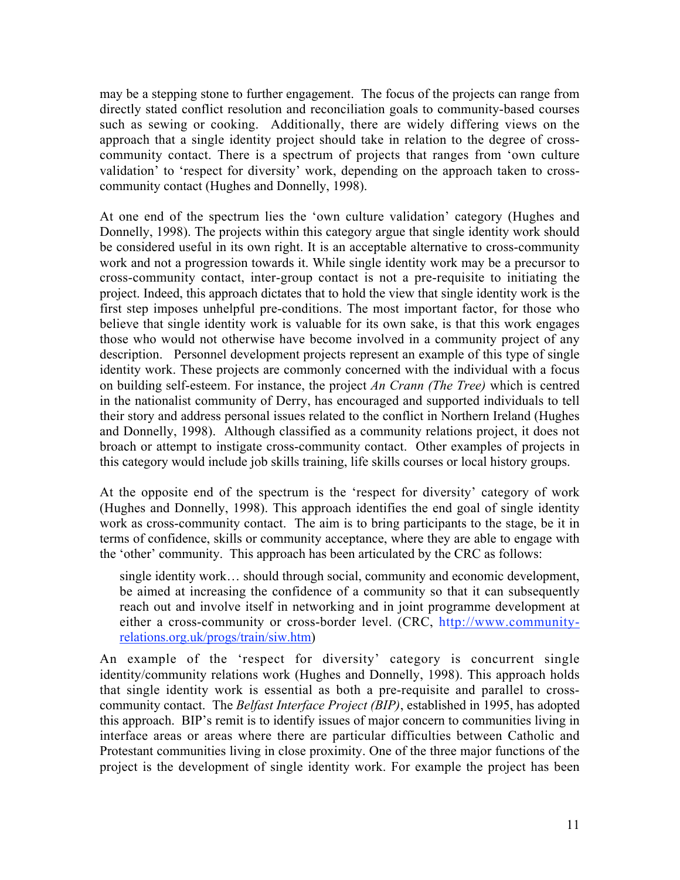may be a stepping stone to further engagement. The focus of the projects can range from directly stated conflict resolution and reconciliation goals to community-based courses such as sewing or cooking. Additionally, there are widely differing views on the approach that a single identity project should take in relation to the degree of cross-community contact. There is a spectrum of projects that ranges from 'own culture validation' to 'respect for diversity' work, depending on the approach taken to cross-community contact (Hughes and Donnelly, 1998).

At one end of the spectrum lies the 'own culture validation' category (Hughes and Donnelly, 1998). The projects within this category argue that single identity work should be considered useful in its own right. It is an acceptable alternative to cross-community work and not a progression towards it. While single identity work may be a precursor to cross-community contact, inter-group contact is not a pre-requisite to initiating the project. Indeed, this approach dictates that to hold the view that single identity work is the first step imposes unhelpful pre-conditions. The most important factor, for those who believe that single identity work is valuable for its own sake, is that this work engages those who would not otherwise have become involved in a community project of any description. Personnel development projects represent an example of this type of single identity work. These projects are commonly concerned with the individual with a focus on building self-esteem. For instance, the project *An Crann (The Tree)* which is centred in the nationalist community of Derry, has encouraged and supported individuals to tell their story and address personal issues related to the conflict in Northern Ireland (Hughes and Donnelly, 1998). Although classified as a community relations project, it does not broach or attempt to instigate cross-community contact. Other examples of projects in this category would include job skills training, life skills courses or local history groups.

At the opposite end of the spectrum is the 'respect for diversity' category of work (Hughes and Donnelly, 1998). This approach identifies the end goal of single identity work as cross-community contact. The aim is to bring participants to the stage, be it in terms of confidence, skills or community acceptance, where they are able to engage with the 'other' community. This approach has been articulated by the CRC as follows:

> single identity work… should through social, community and economic development, be aimed at increasing the confidence of a community so that it can subsequently reach out and involve itself in networking and in joint programme development at either a cross-community or cross-border level. (CRC, http://www.community-relations.org.uk/progs/train/siw.htm)

An example of the 'respect for diversity' category is concurrent single identity/community relations work (Hughes and Donnelly, 1998). This approach holds that single identity work is essential as both a pre-requisite and parallel to cross-community contact. The *Belfast Interface Project (BIP)*, established in 1995, has adopted this approach. BIP's remit is to identify issues of major concern to communities living in interface areas or areas where there are particular difficulties between Catholic and Protestant communities living in close proximity. One of the three major functions of the project is the development of single identity work. For example the project has been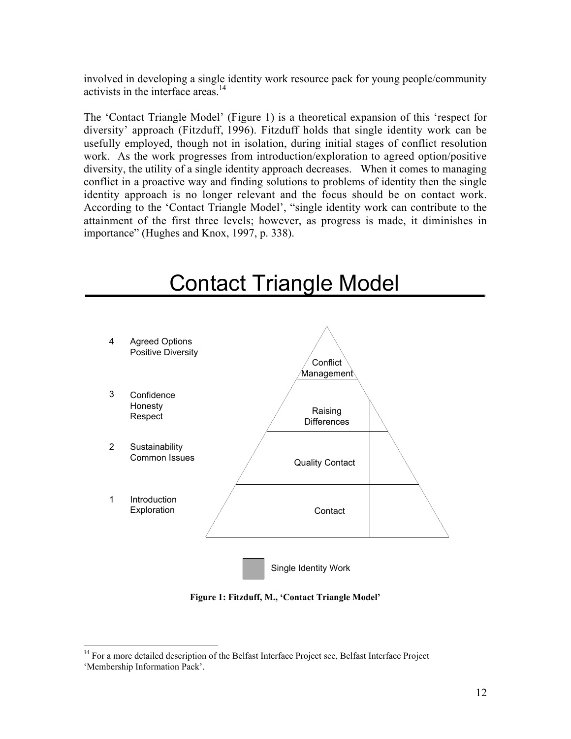involved in developing a single identity work resource pack for young people/community activists in the interface areas.[14]

The 'Contact Triangle Model' (Figure 1) is a theoretical expansion of this 'respect for diversity' approach (Fitzduff, 1996). Fitzduff holds that single identity work can be usefully employed, though not in isolation, during initial stages of conflict resolution work. As the work progresses from introduction/exploration to agreed option/positive diversity, the utility of a single identity approach decreases. When it comes to managing conflict in a proactive way and finding solutions to problems of identity then the single identity approach is no longer relevant and the focus should be on contact work. According to the 'Contact Triangle Model', "single identity work can contribute to the attainment of the first three levels; however, as progress is made, it diminishes in importance" (Hughes and Knox, 1997, p. 338).

# Contact Triangle Model

| Level | Stage | Triangle |
|---|---|---|
| 4 | Agreed Options, Positive Diversity | Conflict Management |
| 3 | Confidence, Honesty, Respect | Raising Differences |
| 2 | Sustainability, Common Issues | Quality Contact |
| 1 | Introduction, Exploration | Contact |

Single Identity Work

**Figure 1: Fitzduff, M., 'Contact Triangle Model'**

[14] For a more detailed description of the Belfast Interface Project see, Belfast Interface Project 'Membership Information Pack'.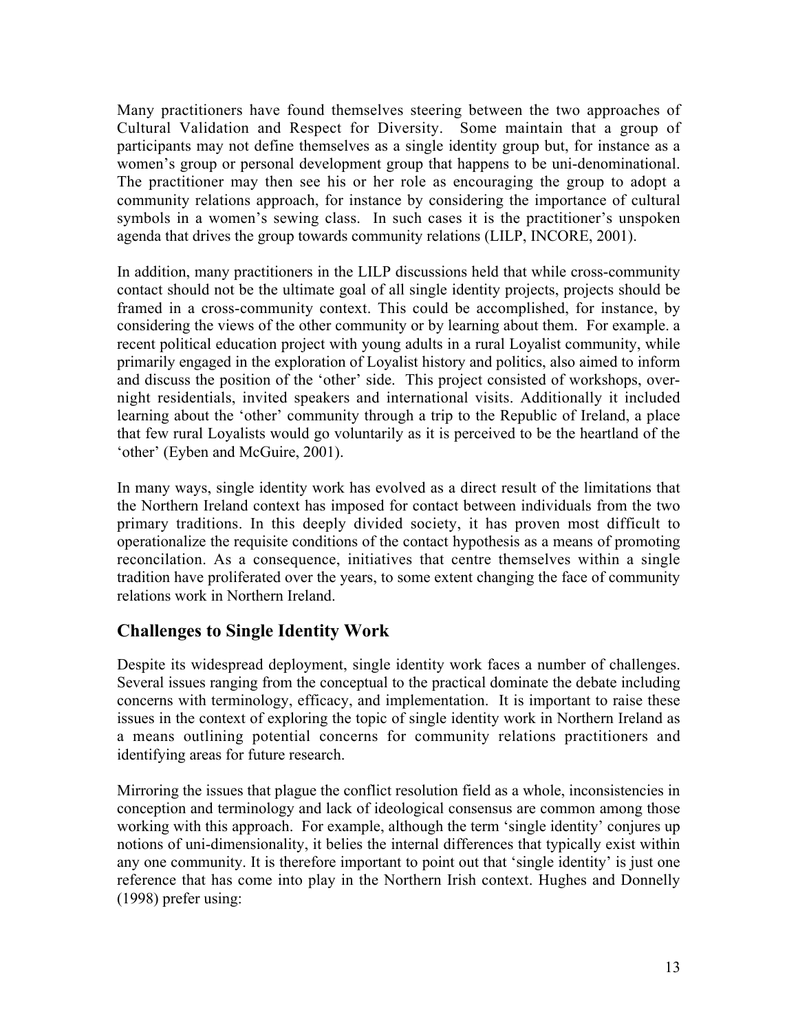Many practitioners have found themselves steering between the two approaches of Cultural Validation and Respect for Diversity. Some maintain that a group of participants may not define themselves as a single identity group but, for instance as a women's group or personal development group that happens to be uni-denominational. The practitioner may then see his or her role as encouraging the group to adopt a community relations approach, for instance by considering the importance of cultural symbols in a women's sewing class. In such cases it is the practitioner's unspoken agenda that drives the group towards community relations (LILP, INCORE, 2001).

In addition, many practitioners in the LILP discussions held that while cross-community contact should not be the ultimate goal of all single identity projects, projects should be framed in a cross-community context. This could be accomplished, for instance, by considering the views of the other community or by learning about them. For example. a recent political education project with young adults in a rural Loyalist community, while primarily engaged in the exploration of Loyalist history and politics, also aimed to inform and discuss the position of the 'other' side. This project consisted of workshops, over-night residentials, invited speakers and international visits. Additionally it included learning about the 'other' community through a trip to the Republic of Ireland, a place that few rural Loyalists would go voluntarily as it is perceived to be the heartland of the 'other' (Eyben and McGuire, 2001).

In many ways, single identity work has evolved as a direct result of the limitations that the Northern Ireland context has imposed for contact between individuals from the two primary traditions. In this deeply divided society, it has proven most difficult to operationalize the requisite conditions of the contact hypothesis as a means of promoting reconcilation. As a consequence, initiatives that centre themselves within a single tradition have proliferated over the years, to some extent changing the face of community relations work in Northern Ireland.

## Challenges to Single Identity Work

Despite its widespread deployment, single identity work faces a number of challenges. Several issues ranging from the conceptual to the practical dominate the debate including concerns with terminology, efficacy, and implementation. It is important to raise these issues in the context of exploring the topic of single identity work in Northern Ireland as a means outlining potential concerns for community relations practitioners and identifying areas for future research.

Mirroring the issues that plague the conflict resolution field as a whole, inconsistencies in conception and terminology and lack of ideological consensus are common among those working with this approach. For example, although the term 'single identity' conjures up notions of uni-dimensionality, it belies the internal differences that typically exist within any one community. It is therefore important to point out that 'single identity' is just one reference that has come into play in the Northern Irish context. Hughes and Donnelly (1998) prefer using: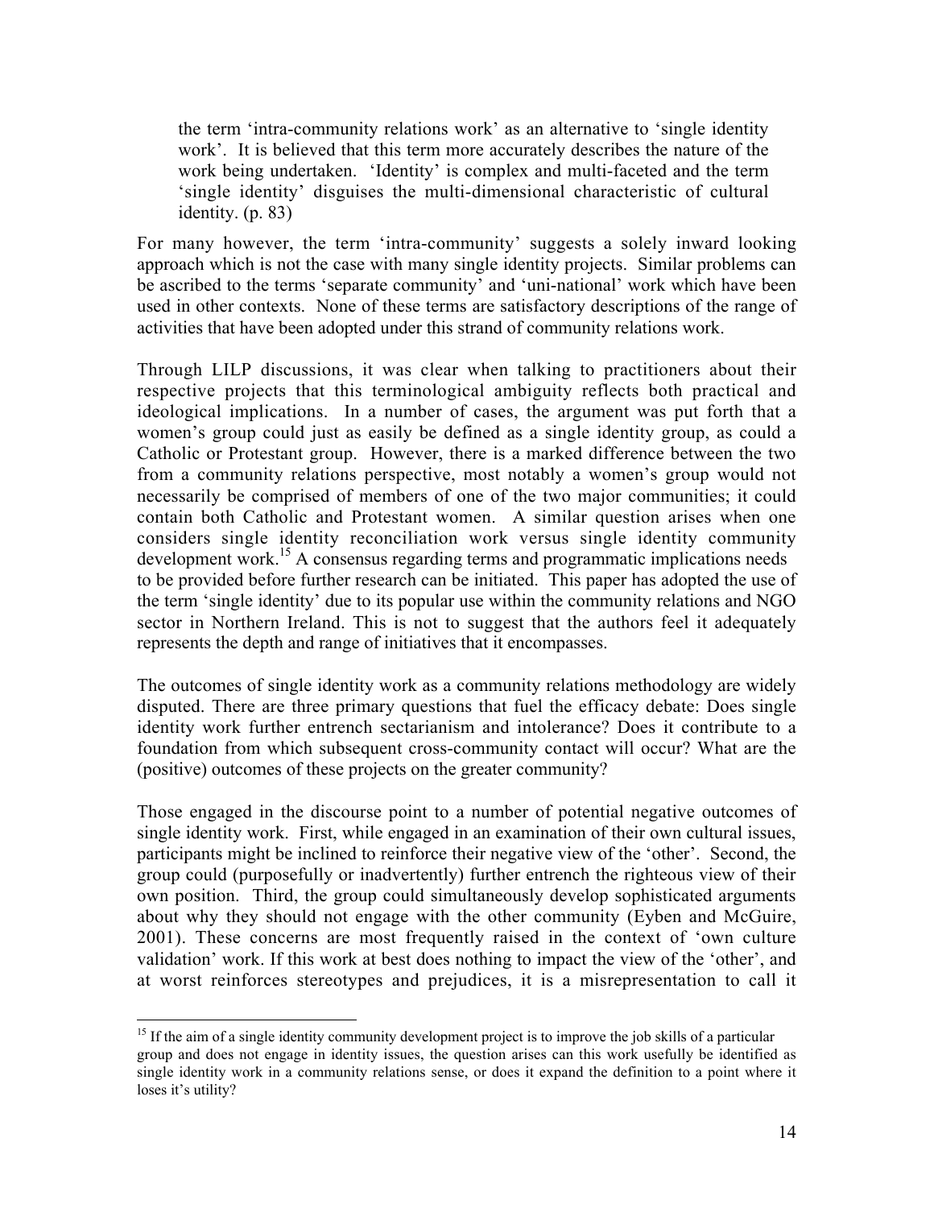> the term 'intra-community relations work' as an alternative to 'single identity work'. It is believed that this term more accurately describes the nature of the work being undertaken. 'Identity' is complex and multi-faceted and the term 'single identity' disguises the multi-dimensional characteristic of cultural identity. (p. 83)

For many however, the term 'intra-community' suggests a solely inward looking approach which is not the case with many single identity projects. Similar problems can be ascribed to the terms 'separate community' and 'uni-national' work which have been used in other contexts. None of these terms are satisfactory descriptions of the range of activities that have been adopted under this strand of community relations work.

Through LILP discussions, it was clear when talking to practitioners about their respective projects that this terminological ambiguity reflects both practical and ideological implications. In a number of cases, the argument was put forth that a women's group could just as easily be defined as a single identity group, as could a Catholic or Protestant group. However, there is a marked difference between the two from a community relations perspective, most notably a women's group would not necessarily be comprised of members of one of the two major communities; it could contain both Catholic and Protestant women. A similar question arises when one considers single identity reconciliation work versus single identity community development work.[15] A consensus regarding terms and programmatic implications needs to be provided before further research can be initiated. This paper has adopted the use of the term 'single identity' due to its popular use within the community relations and NGO sector in Northern Ireland. This is not to suggest that the authors feel it adequately represents the depth and range of initiatives that it encompasses.

The outcomes of single identity work as a community relations methodology are widely disputed. There are three primary questions that fuel the efficacy debate: Does single identity work further entrench sectarianism and intolerance? Does it contribute to a foundation from which subsequent cross-community contact will occur? What are the (positive) outcomes of these projects on the greater community?

Those engaged in the discourse point to a number of potential negative outcomes of single identity work. First, while engaged in an examination of their own cultural issues, participants might be inclined to reinforce their negative view of the 'other'. Second, the group could (purposefully or inadvertently) further entrench the righteous view of their own position. Third, the group could simultaneously develop sophisticated arguments about why they should not engage with the other community (Eyben and McGuire, 2001). These concerns are most frequently raised in the context of 'own culture validation' work. If this work at best does nothing to impact the view of the 'other', and at worst reinforces stereotypes and prejudices, it is a misrepresentation to call it

---

[15] If the aim of a single identity community development project is to improve the job skills of a particular group and does not engage in identity issues, the question arises can this work usefully be identified as single identity work in a community relations sense, or does it expand the definition to a point where it loses it's utility?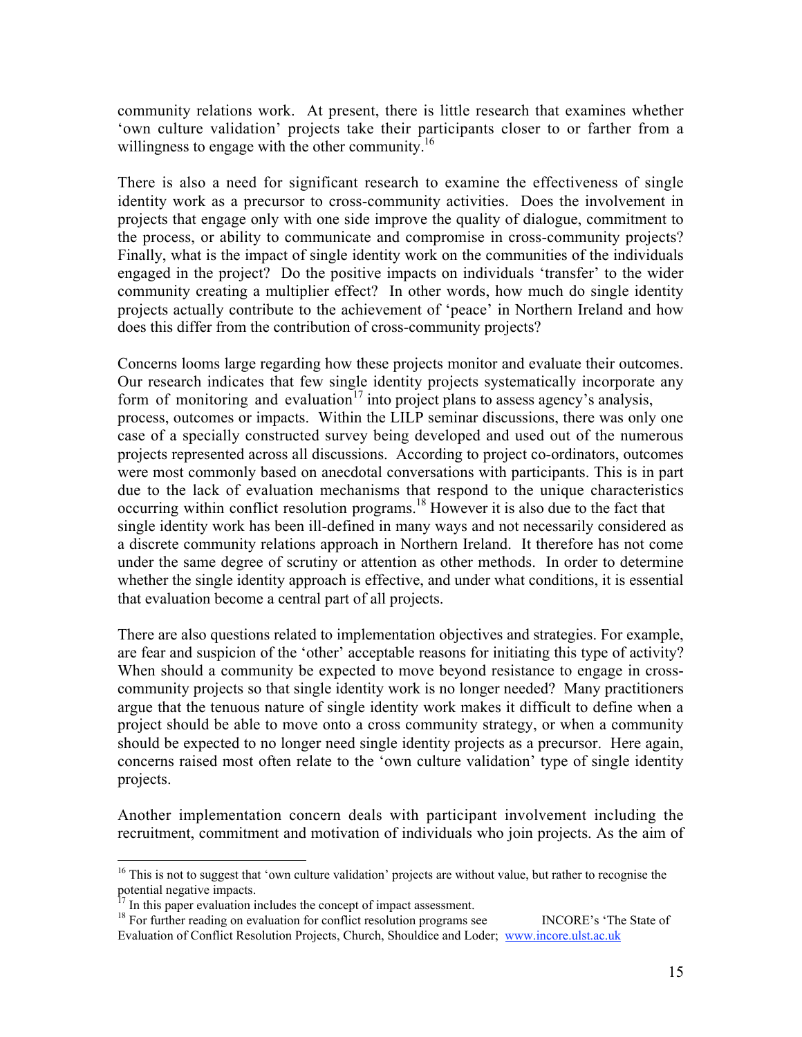community relations work. At present, there is little research that examines whether 'own culture validation' projects take their participants closer to or farther from a willingness to engage with the other community.[16]

There is also a need for significant research to examine the effectiveness of single identity work as a precursor to cross-community activities. Does the involvement in projects that engage only with one side improve the quality of dialogue, commitment to the process, or ability to communicate and compromise in cross-community projects? Finally, what is the impact of single identity work on the communities of the individuals engaged in the project? Do the positive impacts on individuals 'transfer' to the wider community creating a multiplier effect? In other words, how much do single identity projects actually contribute to the achievement of 'peace' in Northern Ireland and how does this differ from the contribution of cross-community projects?

Concerns looms large regarding how these projects monitor and evaluate their outcomes. Our research indicates that few single identity projects systematically incorporate any form of monitoring and evaluation[17] into project plans to assess agency's analysis, process, outcomes or impacts. Within the LILP seminar discussions, there was only one case of a specially constructed survey being developed and used out of the numerous projects represented across all discussions. According to project co-ordinators, outcomes were most commonly based on anecdotal conversations with participants. This is in part due to the lack of evaluation mechanisms that respond to the unique characteristics occurring within conflict resolution programs.[18] However it is also due to the fact that single identity work has been ill-defined in many ways and not necessarily considered as a discrete community relations approach in Northern Ireland. It therefore has not come under the same degree of scrutiny or attention as other methods. In order to determine whether the single identity approach is effective, and under what conditions, it is essential that evaluation become a central part of all projects.

There are also questions related to implementation objectives and strategies. For example, are fear and suspicion of the 'other' acceptable reasons for initiating this type of activity? When should a community be expected to move beyond resistance to engage in cross-community projects so that single identity work is no longer needed? Many practitioners argue that the tenuous nature of single identity work makes it difficult to define when a project should be able to move onto a cross community strategy, or when a community should be expected to no longer need single identity projects as a precursor. Here again, concerns raised most often relate to the 'own culture validation' type of single identity projects.

Another implementation concern deals with participant involvement including the recruitment, commitment and motivation of individuals who join projects. As the aim of

---

[16] This is not to suggest that 'own culture validation' projects are without value, but rather to recognise the potential negative impacts.

[17] In this paper evaluation includes the concept of impact assessment.

[18] For further reading on evaluation for conflict resolution programs see INCORE's 'The State of Evaluation of Conflict Resolution Projects, Church, Shouldice and Loder; www.incore.ulst.ac.uk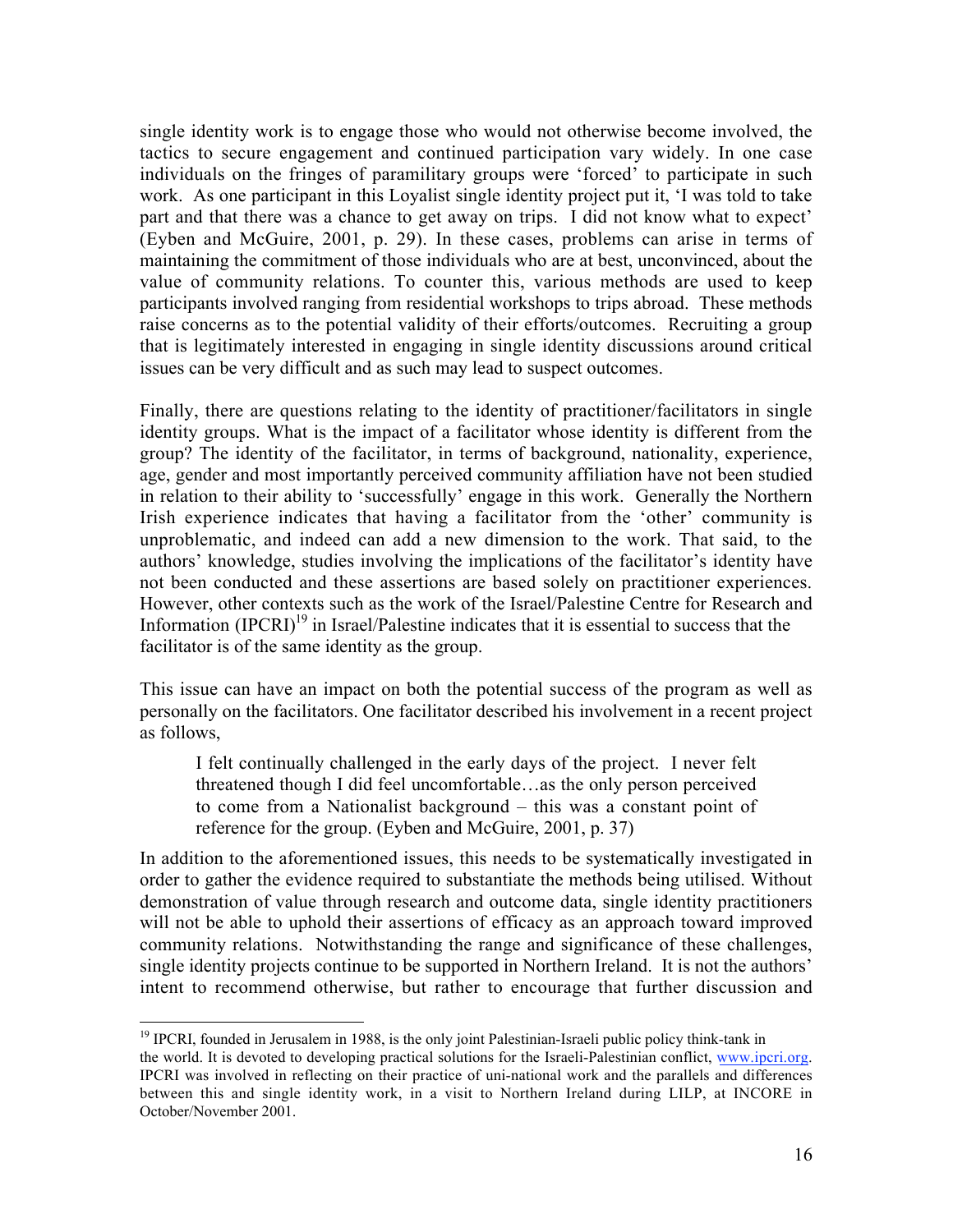single identity work is to engage those who would not otherwise become involved, the tactics to secure engagement and continued participation vary widely. In one case individuals on the fringes of paramilitary groups were 'forced' to participate in such work. As one participant in this Loyalist single identity project put it, 'I was told to take part and that there was a chance to get away on trips. I did not know what to expect' (Eyben and McGuire, 2001, p. 29). In these cases, problems can arise in terms of maintaining the commitment of those individuals who are at best, unconvinced, about the value of community relations. To counter this, various methods are used to keep participants involved ranging from residential workshops to trips abroad. These methods raise concerns as to the potential validity of their efforts/outcomes. Recruiting a group that is legitimately interested in engaging in single identity discussions around critical issues can be very difficult and as such may lead to suspect outcomes.

Finally, there are questions relating to the identity of practitioner/facilitators in single identity groups. What is the impact of a facilitator whose identity is different from the group? The identity of the facilitator, in terms of background, nationality, experience, age, gender and most importantly perceived community affiliation have not been studied in relation to their ability to 'successfully' engage in this work. Generally the Northern Irish experience indicates that having a facilitator from the 'other' community is unproblematic, and indeed can add a new dimension to the work. That said, to the authors' knowledge, studies involving the implications of the facilitator's identity have not been conducted and these assertions are based solely on practitioner experiences. However, other contexts such as the work of the Israel/Palestine Centre for Research and Information (IPCRI)[19] in Israel/Palestine indicates that it is essential to success that the facilitator is of the same identity as the group.

This issue can have an impact on both the potential success of the program as well as personally on the facilitators. One facilitator described his involvement in a recent project as follows,

> I felt continually challenged in the early days of the project. I never felt threatened though I did feel uncomfortable…as the only person perceived to come from a Nationalist background – this was a constant point of reference for the group. (Eyben and McGuire, 2001, p. 37)

In addition to the aforementioned issues, this needs to be systematically investigated in order to gather the evidence required to substantiate the methods being utilised. Without demonstration of value through research and outcome data, single identity practitioners will not be able to uphold their assertions of efficacy as an approach toward improved community relations. Notwithstanding the range and significance of these challenges, single identity projects continue to be supported in Northern Ireland. It is not the authors' intent to recommend otherwise, but rather to encourage that further discussion and

---

[19] IPCRI, founded in Jerusalem in 1988, is the only joint Palestinian-Israeli public policy think-tank in the world. It is devoted to developing practical solutions for the Israeli-Palestinian conflict, www.ipcri.org. IPCRI was involved in reflecting on their practice of uni-national work and the parallels and differences between this and single identity work, in a visit to Northern Ireland during LILP, at INCORE in October/November 2001.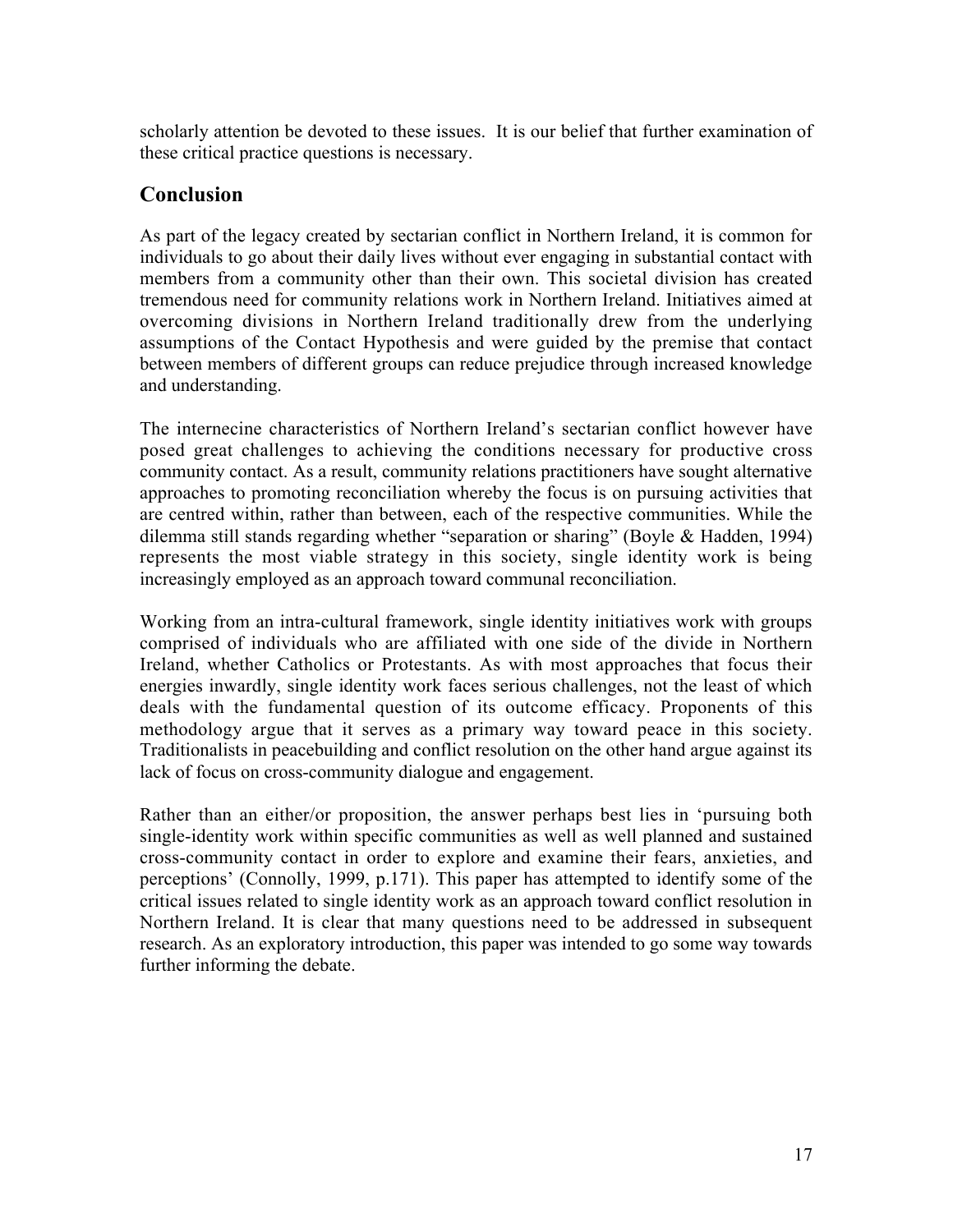scholarly attention be devoted to these issues. It is our belief that further examination of these critical practice questions is necessary.

## Conclusion

As part of the legacy created by sectarian conflict in Northern Ireland, it is common for individuals to go about their daily lives without ever engaging in substantial contact with members from a community other than their own. This societal division has created tremendous need for community relations work in Northern Ireland. Initiatives aimed at overcoming divisions in Northern Ireland traditionally drew from the underlying assumptions of the Contact Hypothesis and were guided by the premise that contact between members of different groups can reduce prejudice through increased knowledge and understanding.

The internecine characteristics of Northern Ireland's sectarian conflict however have posed great challenges to achieving the conditions necessary for productive cross community contact. As a result, community relations practitioners have sought alternative approaches to promoting reconciliation whereby the focus is on pursuing activities that are centred within, rather than between, each of the respective communities. While the dilemma still stands regarding whether "separation or sharing" (Boyle & Hadden, 1994) represents the most viable strategy in this society, single identity work is being increasingly employed as an approach toward communal reconciliation.

Working from an intra-cultural framework, single identity initiatives work with groups comprised of individuals who are affiliated with one side of the divide in Northern Ireland, whether Catholics or Protestants. As with most approaches that focus their energies inwardly, single identity work faces serious challenges, not the least of which deals with the fundamental question of its outcome efficacy. Proponents of this methodology argue that it serves as a primary way toward peace in this society. Traditionalists in peacebuilding and conflict resolution on the other hand argue against its lack of focus on cross-community dialogue and engagement.

Rather than an either/or proposition, the answer perhaps best lies in 'pursuing both single-identity work within specific communities as well as well planned and sustained cross-community contact in order to explore and examine their fears, anxieties, and perceptions' (Connolly, 1999, p.171). This paper has attempted to identify some of the critical issues related to single identity work as an approach toward conflict resolution in Northern Ireland. It is clear that many questions need to be addressed in subsequent research. As an exploratory introduction, this paper was intended to go some way towards further informing the debate.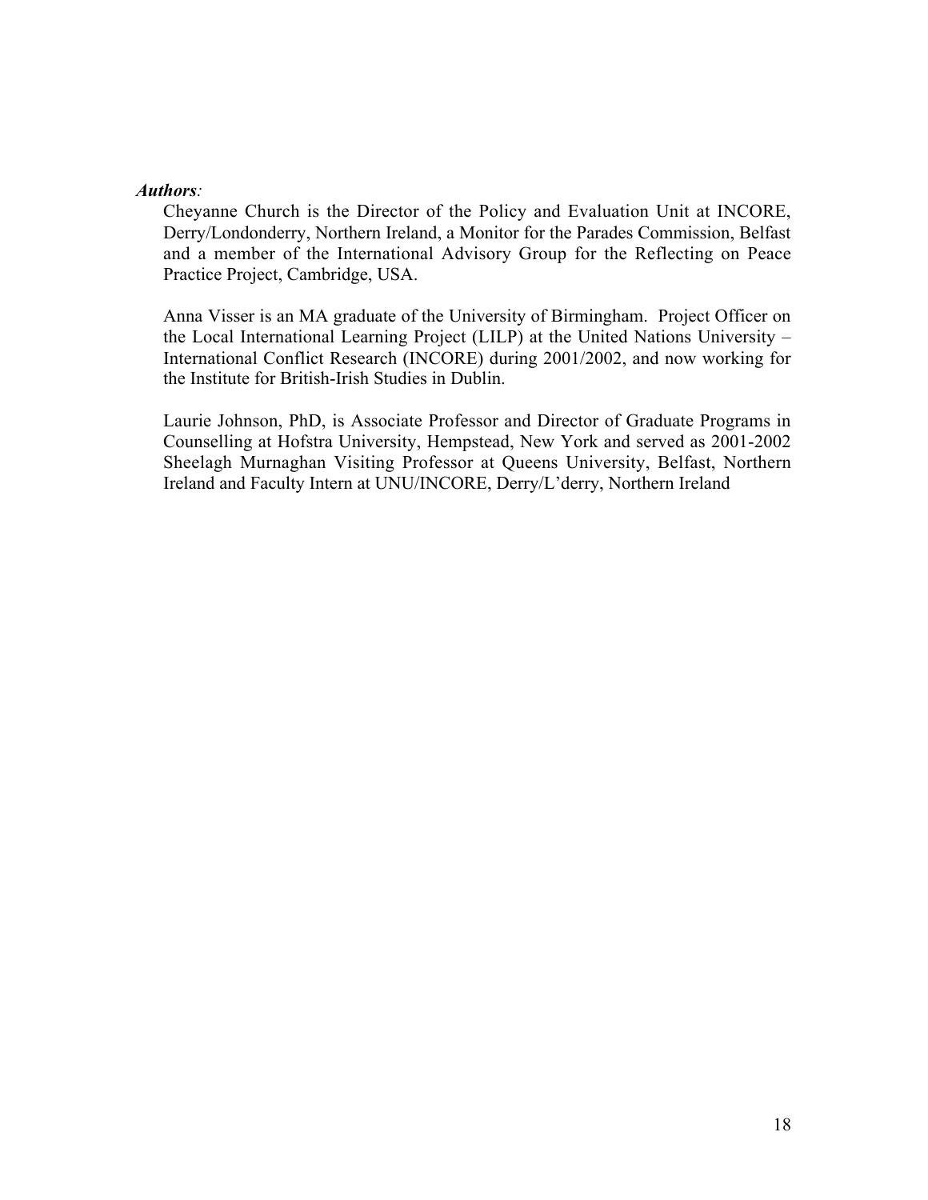***Authors**:*

Cheyanne Church is the Director of the Policy and Evaluation Unit at INCORE, Derry/Londonderry, Northern Ireland, a Monitor for the Parades Commission, Belfast and a member of the International Advisory Group for the Reflecting on Peace Practice Project, Cambridge, USA.

Anna Visser is an MA graduate of the University of Birmingham. Project Officer on the Local International Learning Project (LILP) at the United Nations University – International Conflict Research (INCORE) during 2001/2002, and now working for the Institute for British-Irish Studies in Dublin.

Laurie Johnson, PhD, is Associate Professor and Director of Graduate Programs in Counselling at Hofstra University, Hempstead, New York and served as 2001-2002 Sheelagh Murnaghan Visiting Professor at Queens University, Belfast, Northern Ireland and Faculty Intern at UNU/INCORE, Derry/L'derry, Northern Ireland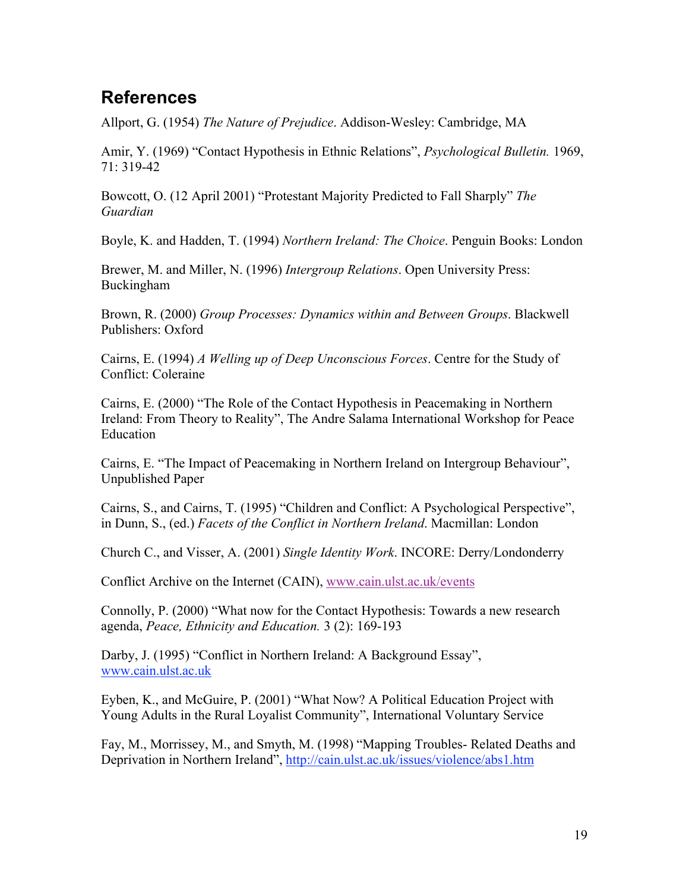## References

Allport, G. (1954) *The Nature of Prejudice*. Addison-Wesley: Cambridge, MA

Amir, Y. (1969) "Contact Hypothesis in Ethnic Relations", *Psychological Bulletin.* 1969, 71: 319-42

Bowcott, O. (12 April 2001) "Protestant Majority Predicted to Fall Sharply" *The Guardian*

Boyle, K. and Hadden, T. (1994) *Northern Ireland: The Choice*. Penguin Books: London

Brewer, M. and Miller, N. (1996) *Intergroup Relations*. Open University Press: Buckingham

Brown, R. (2000) *Group Processes: Dynamics within and Between Groups*. Blackwell Publishers: Oxford

Cairns, E. (1994) *A Welling up of Deep Unconscious Forces*. Centre for the Study of Conflict: Coleraine

Cairns, E. (2000) "The Role of the Contact Hypothesis in Peacemaking in Northern Ireland: From Theory to Reality", The Andre Salama International Workshop for Peace Education

Cairns, E. "The Impact of Peacemaking in Northern Ireland on Intergroup Behaviour", Unpublished Paper

Cairns, S., and Cairns, T. (1995) "Children and Conflict: A Psychological Perspective", in Dunn, S., (ed.) *Facets of the Conflict in Northern Ireland*. Macmillan: London

Church C., and Visser, A. (2001) *Single Identity Work*. INCORE: Derry/Londonderry

Conflict Archive on the Internet (CAIN), www.cain.ulst.ac.uk/events

Connolly, P. (2000) "What now for the Contact Hypothesis: Towards a new research agenda, *Peace, Ethnicity and Education.* 3 (2): 169-193

Darby, J. (1995) "Conflict in Northern Ireland: A Background Essay", www.cain.ulst.ac.uk

Eyben, K., and McGuire, P. (2001) "What Now? A Political Education Project with Young Adults in the Rural Loyalist Community", International Voluntary Service

Fay, M., Morrissey, M., and Smyth, M. (1998) "Mapping Troubles- Related Deaths and Deprivation in Northern Ireland", http://cain.ulst.ac.uk/issues/violence/abs1.htm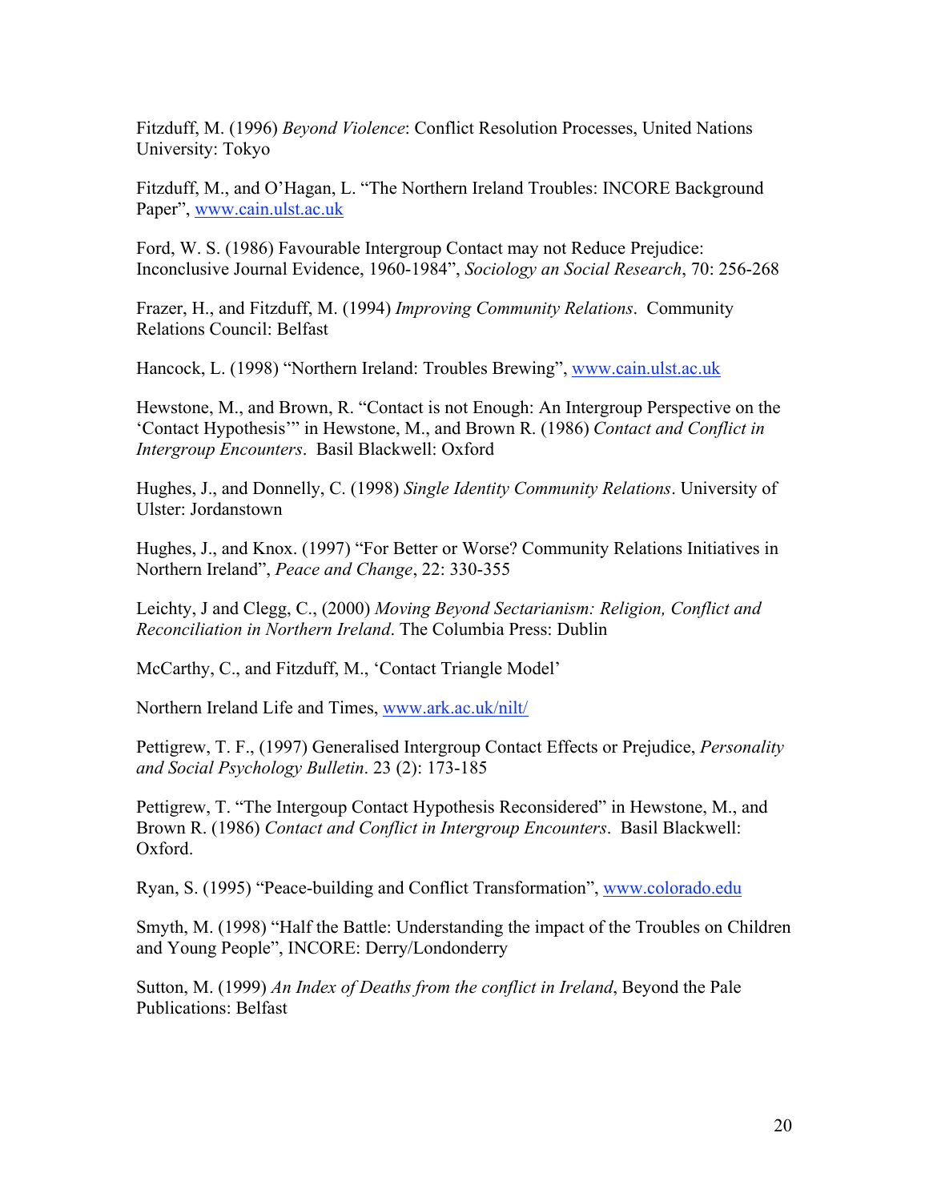Fitzduff, M. (1996) *Beyond Violence*: Conflict Resolution Processes, United Nations University: Tokyo

Fitzduff, M., and O'Hagan, L. "The Northern Ireland Troubles: INCORE Background Paper", www.cain.ulst.ac.uk

Ford, W. S. (1986) Favourable Intergroup Contact may not Reduce Prejudice: Inconclusive Journal Evidence, 1960-1984", *Sociology an Social Research*, 70: 256-268

Frazer, H., and Fitzduff, M. (1994) *Improving Community Relations*. Community Relations Council: Belfast

Hancock, L. (1998) "Northern Ireland: Troubles Brewing", www.cain.ulst.ac.uk

Hewstone, M., and Brown, R. "Contact is not Enough: An Intergroup Perspective on the 'Contact Hypothesis'" in Hewstone, M., and Brown R. (1986) *Contact and Conflict in Intergroup Encounters*. Basil Blackwell: Oxford

Hughes, J., and Donnelly, C. (1998) *Single Identity Community Relations*. University of Ulster: Jordanstown

Hughes, J., and Knox. (1997) "For Better or Worse? Community Relations Initiatives in Northern Ireland", *Peace and Change*, 22: 330-355

Leichty, J and Clegg, C., (2000) *Moving Beyond Sectarianism: Religion, Conflict and Reconciliation in Northern Ireland*. The Columbia Press: Dublin

McCarthy, C., and Fitzduff, M., 'Contact Triangle Model'

Northern Ireland Life and Times, www.ark.ac.uk/nilt/

Pettigrew, T. F., (1997) Generalised Intergroup Contact Effects or Prejudice, *Personality and Social Psychology Bulletin*. 23 (2): 173-185

Pettigrew, T. "The Intergoup Contact Hypothesis Reconsidered" in Hewstone, M., and Brown R. (1986) *Contact and Conflict in Intergroup Encounters*. Basil Blackwell: Oxford.

Ryan, S. (1995) "Peace-building and Conflict Transformation", www.colorado.edu

Smyth, M. (1998) "Half the Battle: Understanding the impact of the Troubles on Children and Young People", INCORE: Derry/Londonderry

Sutton, M. (1999) *An Index of Deaths from the conflict in Ireland*, Beyond the Pale Publications: Belfast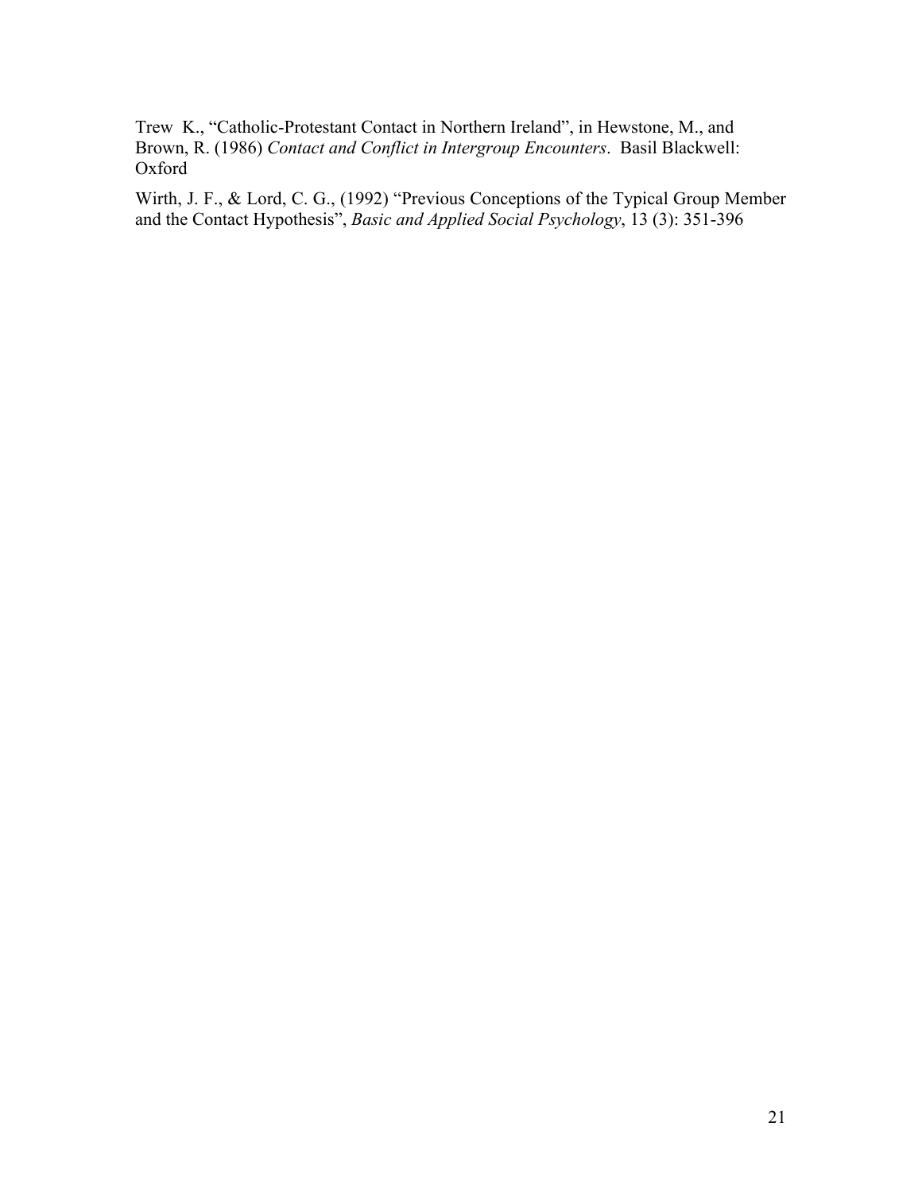Trew K., "Catholic-Protestant Contact in Northern Ireland", in Hewstone, M., and Brown, R. (1986) *Contact and Conflict in Intergroup Encounters*. Basil Blackwell: Oxford

Wirth, J. F., & Lord, C. G., (1992) "Previous Conceptions of the Typical Group Member and the Contact Hypothesis", *Basic and Applied Social Psychology*, 13 (3): 351-396